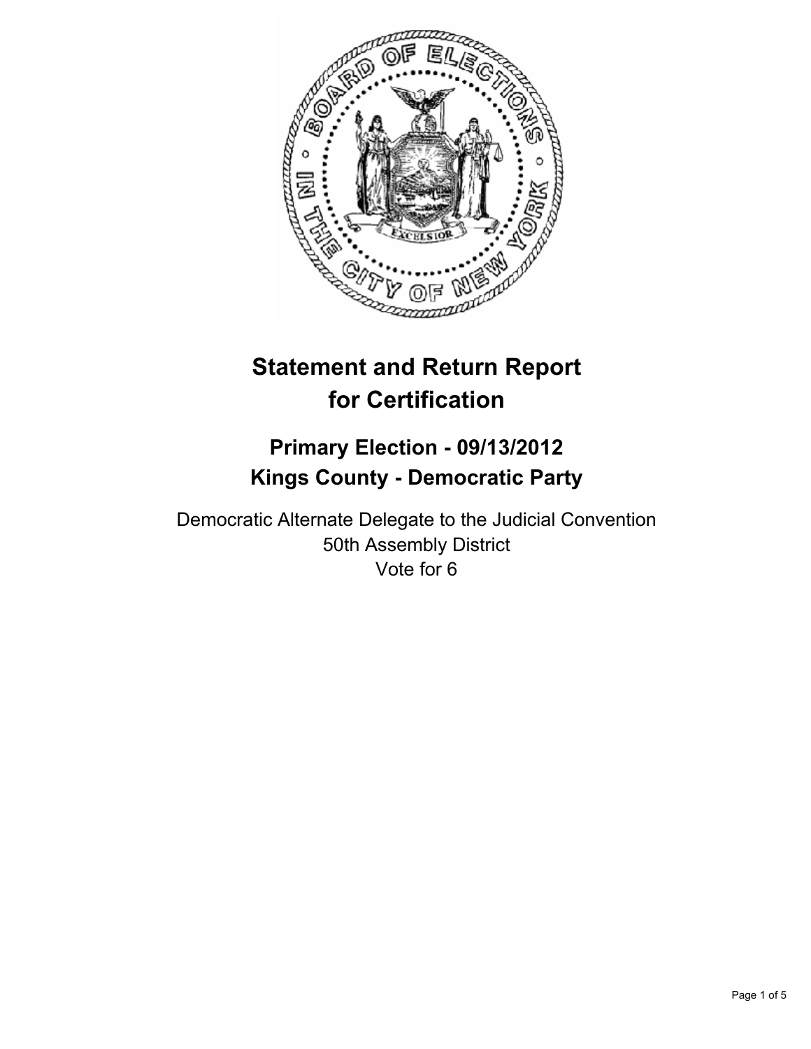# Statement and Return Report for Certification

## Primary Election - 09/13/2012
## Kings County - Democratic Party

Democratic Alternate Delegate to the Judicial Convention
50th Assembly District
Vote for 6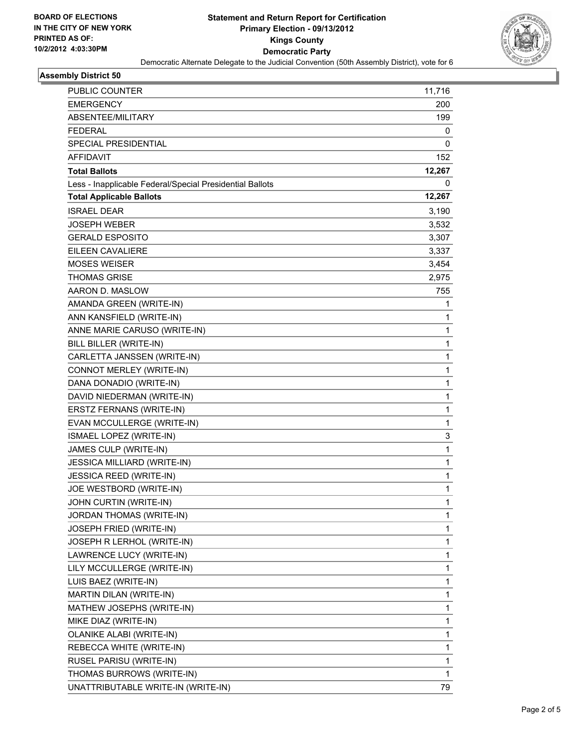BOARD OF ELECTIONS
IN THE CITY OF NEW YORK
PRINTED AS OF:
10/2/2012 4:03:30PM

**Statement and Return Report for Certification**
**Primary Election - 09/13/2012**
**Kings County**
**Democratic Party**
Democratic Alternate Delegate to the Judicial Convention (50th Assembly District), vote for 6

### Assembly District 50

| | |
|---|---|
| PUBLIC COUNTER | 11,716 |
| EMERGENCY | 200 |
| ABSENTEE/MILITARY | 199 |
| FEDERAL | 0 |
| SPECIAL PRESIDENTIAL | 0 |
| AFFIDAVIT | 152 |
| **Total Ballots** | **12,267** |
| Less - Inapplicable Federal/Special Presidential Ballots | 0 |
| **Total Applicable Ballots** | **12,267** |
| ISRAEL DEAR | 3,190 |
| JOSEPH WEBER | 3,532 |
| GERALD ESPOSITO | 3,307 |
| EILEEN CAVALIERE | 3,337 |
| MOSES WEISER | 3,454 |
| THOMAS GRISE | 2,975 |
| AARON D. MASLOW | 755 |
| AMANDA GREEN (WRITE-IN) | 1 |
| ANN KANSFIELD (WRITE-IN) | 1 |
| ANNE MARIE CARUSO (WRITE-IN) | 1 |
| BILL BILLER (WRITE-IN) | 1 |
| CARLETTA JANSSEN (WRITE-IN) | 1 |
| CONNOT MERLEY (WRITE-IN) | 1 |
| DANA DONADIO (WRITE-IN) | 1 |
| DAVID NIEDERMAN (WRITE-IN) | 1 |
| ERSTZ FERNANS (WRITE-IN) | 1 |
| EVAN MCCULLERGE (WRITE-IN) | 1 |
| ISMAEL LOPEZ (WRITE-IN) | 3 |
| JAMES CULP (WRITE-IN) | 1 |
| JESSICA MILLIARD (WRITE-IN) | 1 |
| JESSICA REED (WRITE-IN) | 1 |
| JOE WESTBORD (WRITE-IN) | 1 |
| JOHN CURTIN (WRITE-IN) | 1 |
| JORDAN THOMAS (WRITE-IN) | 1 |
| JOSEPH FRIED (WRITE-IN) | 1 |
| JOSEPH R LERHOL (WRITE-IN) | 1 |
| LAWRENCE LUCY (WRITE-IN) | 1 |
| LILY MCCULLERGE (WRITE-IN) | 1 |
| LUIS BAEZ (WRITE-IN) | 1 |
| MARTIN DILAN (WRITE-IN) | 1 |
| MATHEW JOSEPHS (WRITE-IN) | 1 |
| MIKE DIAZ (WRITE-IN) | 1 |
| OLANIKE ALABI (WRITE-IN) | 1 |
| REBECCA WHITE (WRITE-IN) | 1 |
| RUSEL PARISU (WRITE-IN) | 1 |
| THOMAS BURROWS (WRITE-IN) | 1 |
| UNATTRIBUTABLE WRITE-IN (WRITE-IN) | 79 |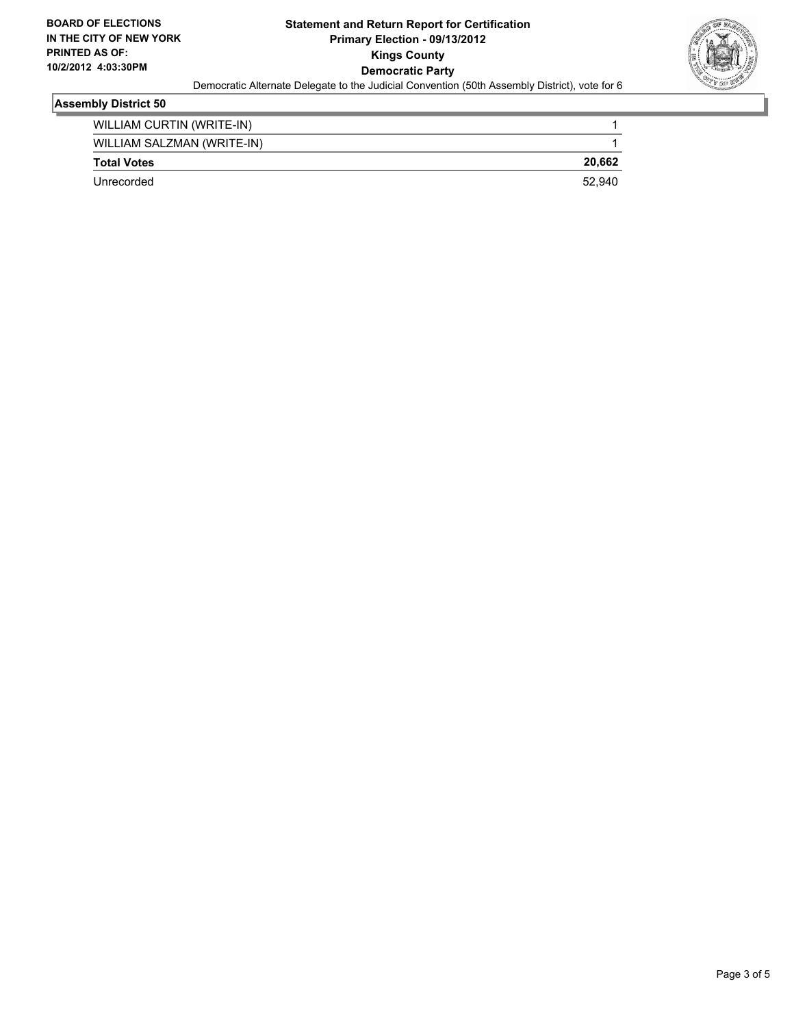**BOARD OF ELECTIONS IN THE CITY OF NEW YORK PRINTED AS OF: 10/2/2012 4:03:30PM**

# Statement and Return Report for Certification
## Primary Election - 09/13/2012
## Kings County
## Democratic Party

Democratic Alternate Delegate to the Judicial Convention (50th Assembly District), vote for 6

### Assembly District 50

| | |
|---|---|
| WILLIAM CURTIN (WRITE-IN) | 1 |
| WILLIAM SALZMAN (WRITE-IN) | 1 |
| **Total Votes** | **20,662** |
| Unrecorded | 52,940 |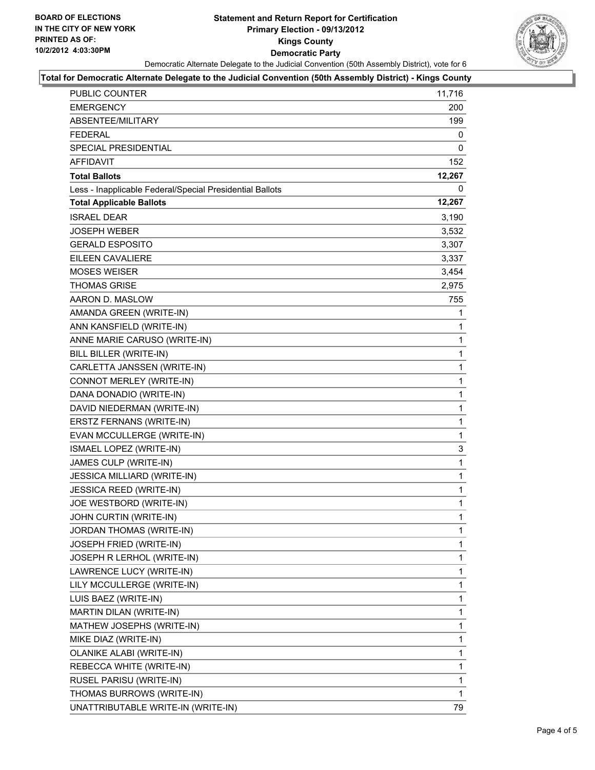BOARD OF ELECTIONS
IN THE CITY OF NEW YORK
PRINTED AS OF:
10/2/2012 4:03:30PM

# Statement and Return Report for Certification
## Primary Election - 09/13/2012
## Kings County
## Democratic Party

Democratic Alternate Delegate to the Judicial Convention (50th Assembly District), vote for 6

**Total for Democratic Alternate Delegate to the Judicial Convention (50th Assembly District) - Kings County**

| | |
|---|---|
| PUBLIC COUNTER | 11,716 |
| EMERGENCY | 200 |
| ABSENTEE/MILITARY | 199 |
| FEDERAL | 0 |
| SPECIAL PRESIDENTIAL | 0 |
| AFFIDAVIT | 152 |
| **Total Ballots** | **12,267** |
| Less - Inapplicable Federal/Special Presidential Ballots | 0 |
| **Total Applicable Ballots** | **12,267** |
| ISRAEL DEAR | 3,190 |
| JOSEPH WEBER | 3,532 |
| GERALD ESPOSITO | 3,307 |
| EILEEN CAVALIERE | 3,337 |
| MOSES WEISER | 3,454 |
| THOMAS GRISE | 2,975 |
| AARON D. MASLOW | 755 |
| AMANDA GREEN (WRITE-IN) | 1 |
| ANN KANSFIELD (WRITE-IN) | 1 |
| ANNE MARIE CARUSO (WRITE-IN) | 1 |
| BILL BILLER (WRITE-IN) | 1 |
| CARLETTA JANSSEN (WRITE-IN) | 1 |
| CONNOT MERLEY (WRITE-IN) | 1 |
| DANA DONADIO (WRITE-IN) | 1 |
| DAVID NIEDERMAN (WRITE-IN) | 1 |
| ERSTZ FERNANS (WRITE-IN) | 1 |
| EVAN MCCULLERGE (WRITE-IN) | 1 |
| ISMAEL LOPEZ (WRITE-IN) | 3 |
| JAMES CULP (WRITE-IN) | 1 |
| JESSICA MILLIARD (WRITE-IN) | 1 |
| JESSICA REED (WRITE-IN) | 1 |
| JOE WESTBORD (WRITE-IN) | 1 |
| JOHN CURTIN (WRITE-IN) | 1 |
| JORDAN THOMAS (WRITE-IN) | 1 |
| JOSEPH FRIED (WRITE-IN) | 1 |
| JOSEPH R LERHOL (WRITE-IN) | 1 |
| LAWRENCE LUCY (WRITE-IN) | 1 |
| LILY MCCULLERGE (WRITE-IN) | 1 |
| LUIS BAEZ (WRITE-IN) | 1 |
| MARTIN DILAN (WRITE-IN) | 1 |
| MATHEW JOSEPHS (WRITE-IN) | 1 |
| MIKE DIAZ (WRITE-IN) | 1 |
| OLANIKE ALABI (WRITE-IN) | 1 |
| REBECCA WHITE (WRITE-IN) | 1 |
| RUSEL PARISU (WRITE-IN) | 1 |
| THOMAS BURROWS (WRITE-IN) | 1 |
| UNATTRIBUTABLE WRITE-IN (WRITE-IN) | 79 |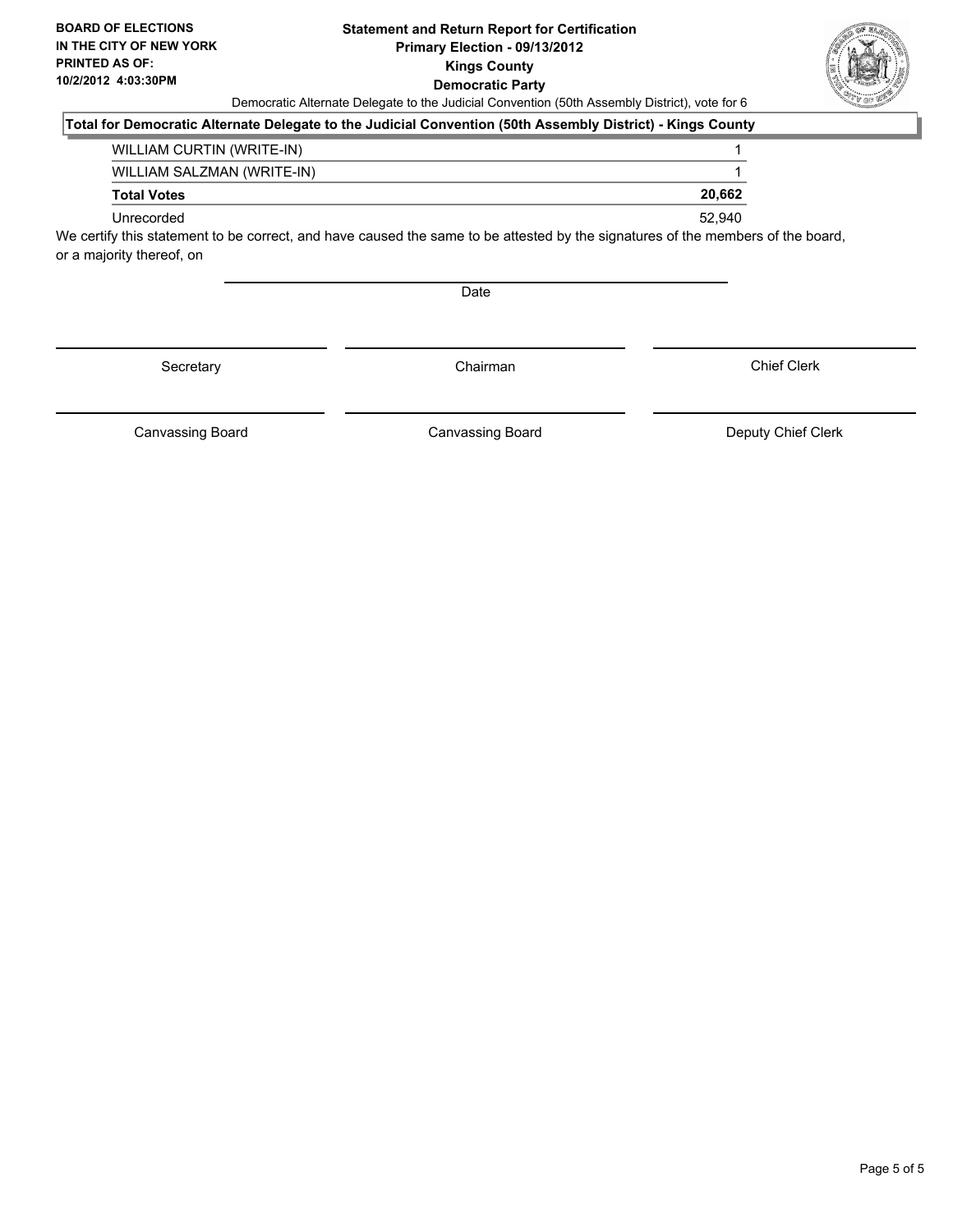**BOARD OF ELECTIONS IN THE CITY OF NEW YORK PRINTED AS OF: 10/2/2012 4:03:30PM**

**Statement and Return Report for Certification**
**Primary Election - 09/13/2012**
**Kings County**
**Democratic Party**

Democratic Alternate Delegate to the Judicial Convention (50th Assembly District), vote for 6

**Total for Democratic Alternate Delegate to the Judicial Convention (50th Assembly District) - Kings County**

| | |
|---|---|
| WILLIAM CURTIN (WRITE-IN) | 1 |
| WILLIAM SALZMAN (WRITE-IN) | 1 |
| **Total Votes** | **20,662** |
| Unrecorded | 52,940 |

We certify this statement to be correct, and have caused the same to be attested by the signatures of the members of the board, or a majority thereof, on

Date

Secretary

Chairman

Chief Clerk

Canvassing Board

Canvassing Board

Deputy Chief Clerk